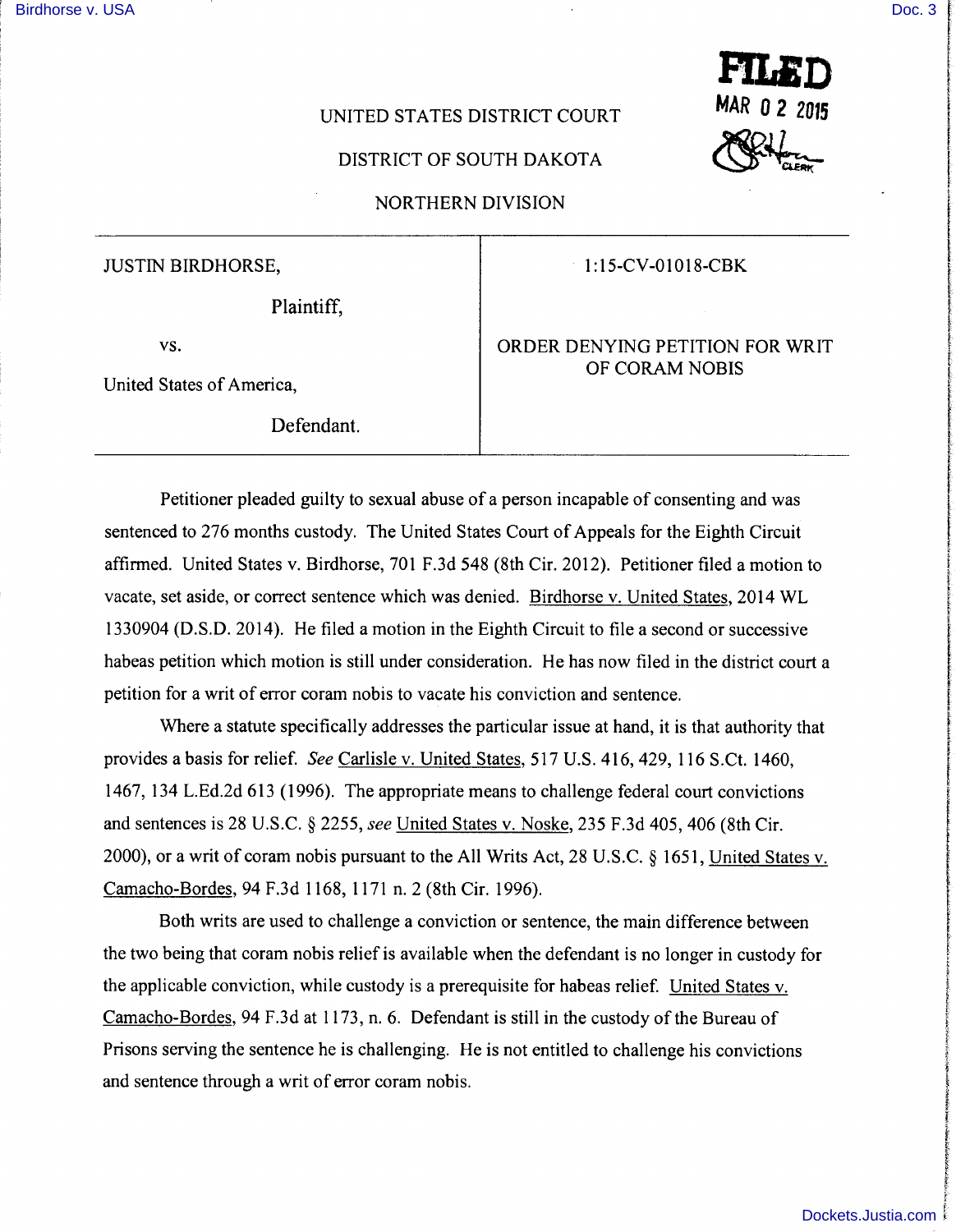FILED
MAR 02 2015
CLERK

UNITED STATES DISTRICT COURT

DISTRICT OF SOUTH DAKOTA

NORTHERN DIVISION

| | |
|---|---|
| JUSTIN BIRDHORSE,<br><br>Plaintiff,<br><br>vs.<br><br>United States of America,<br><br>Defendant. | 1:15-CV-01018-CBK<br><br>ORDER DENYING PETITION FOR WRIT OF CORAM NOBIS |

Petitioner pleaded guilty to sexual abuse of a person incapable of consenting and was sentenced to 276 months custody. The United States Court of Appeals for the Eighth Circuit affirmed. United States v. Birdhorse, 701 F.3d 548 (8th Cir. 2012). Petitioner filed a motion to vacate, set aside, or correct sentence which was denied. Birdhorse v. United States, 2014 WL 1330904 (D.S.D. 2014). He filed a motion in the Eighth Circuit to file a second or successive habeas petition which motion is still under consideration. He has now filed in the district court a petition for a writ of error coram nobis to vacate his conviction and sentence.

Where a statute specifically addresses the particular issue at hand, it is that authority that provides a basis for relief. *See* Carlisle v. United States, 517 U.S. 416, 429, 116 S.Ct. 1460, 1467, 134 L.Ed.2d 613 (1996). The appropriate means to challenge federal court convictions and sentences is 28 U.S.C. § 2255, *see* United States v. Noske, 235 F.3d 405, 406 (8th Cir. 2000), or a writ of coram nobis pursuant to the All Writs Act, 28 U.S.C. § 1651, United States v. Camacho-Bordes, 94 F.3d 1168, 1171 n. 2 (8th Cir. 1996).

Both writs are used to challenge a conviction or sentence, the main difference between the two being that coram nobis relief is available when the defendant is no longer in custody for the applicable conviction, while custody is a prerequisite for habeas relief. United States v. Camacho-Bordes, 94 F.3d at 1173, n. 6. Defendant is still in the custody of the Bureau of Prisons serving the sentence he is challenging. He is not entitled to challenge his convictions and sentence through a writ of error coram nobis.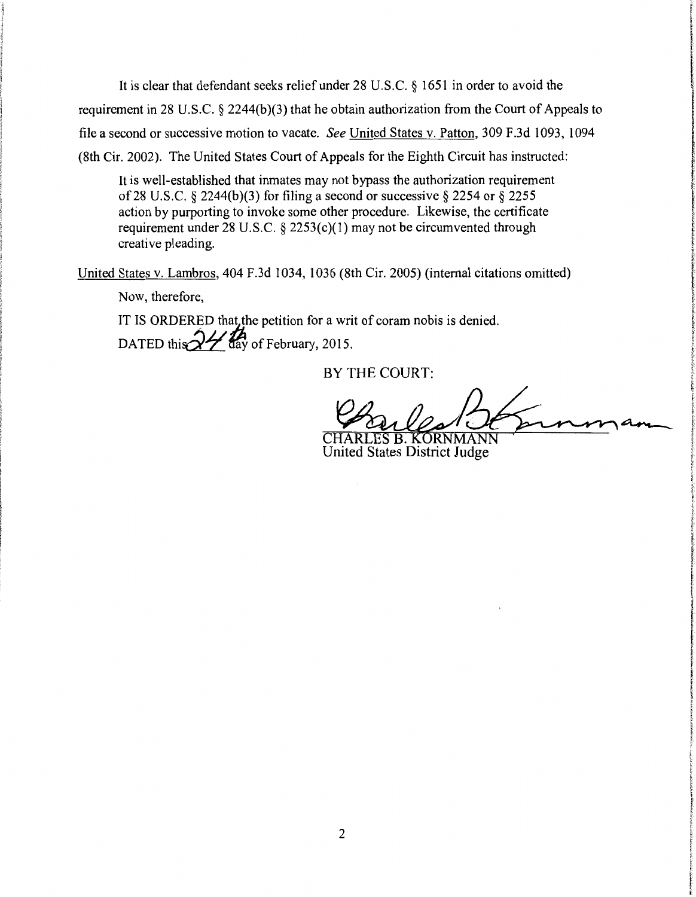It is clear that defendant seeks relief under 28 U.S.C. § 1651 in order to avoid the requirement in 28 U.S.C. § 2244(b)(3) that he obtain authorization from the Court of Appeals to file a second or successive motion to vacate. *See* United States v. Patton, 309 F.3d 1093, 1094 (8th Cir. 2002). The United States Court of Appeals for the Eighth Circuit has instructed:

> It is well-established that inmates may not bypass the authorization requirement of 28 U.S.C. § 2244(b)(3) for filing a second or successive § 2254 or § 2255 action by purporting to invoke some other procedure. Likewise, the certificate requirement under 28 U.S.C. § 2253(c)(1) may not be circumvented through creative pleading.

United States v. Lambros, 404 F.3d 1034, 1036 (8th Cir. 2005) (internal citations omitted)

Now, therefore,

IT IS ORDERED that the petition for a writ of coram nobis is denied.

DATED this 24th day of February, 2015.

BY THE COURT:

CHARLES B. KORNMANN
United States District Judge